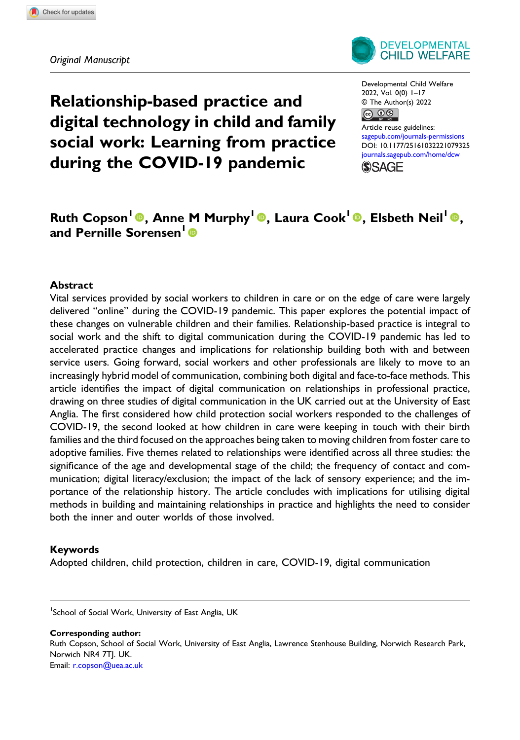*Original Manuscript*

# Relationship-based practice and digital technology in child and family social work: Learning from practice during the COVID-19 pandemic

Developmental Child Welfare
2022, Vol. 0(0) 1–17
© The Author(s) 2022
Article reuse guidelines:
sagepub.com/journals-permissions
DOI: 10.1177/25161032221079325
journals.sagepub.com/home/dcw

**Ruth Copson[1], Anne M Murphy[1], Laura Cook[1], Elsbeth Neil[1], and Pernille Sorensen[1]**

## Abstract

Vital services provided by social workers to children in care or on the edge of care were largely delivered "online" during the COVID-19 pandemic. This paper explores the potential impact of these changes on vulnerable children and their families. Relationship-based practice is integral to social work and the shift to digital communication during the COVID-19 pandemic has led to accelerated practice changes and implications for relationship building both with and between service users. Going forward, social workers and other professionals are likely to move to an increasingly hybrid model of communication, combining both digital and face-to-face methods. This article identifies the impact of digital communication on relationships in professional practice, drawing on three studies of digital communication in the UK carried out at the University of East Anglia. The first considered how child protection social workers responded to the challenges of COVID-19, the second looked at how children in care were keeping in touch with their birth families and the third focused on the approaches being taken to moving children from foster care to adoptive families. Five themes related to relationships were identified across all three studies: the significance of the age and developmental stage of the child; the frequency of contact and communication; digital literacy/exclusion; the impact of the lack of sensory experience; and the importance of the relationship history. The article concludes with implications for utilising digital methods in building and maintaining relationships in practice and highlights the need to consider both the inner and outer worlds of those involved.

## Keywords

Adopted children, child protection, children in care, COVID-19, digital communication

---

[1]School of Social Work, University of East Anglia, UK

**Corresponding author:**
Ruth Copson, School of Social Work, University of East Anglia, Lawrence Stenhouse Building, Norwich Research Park, Norwich NR4 7TJ. UK.
Email: r.copson@uea.ac.uk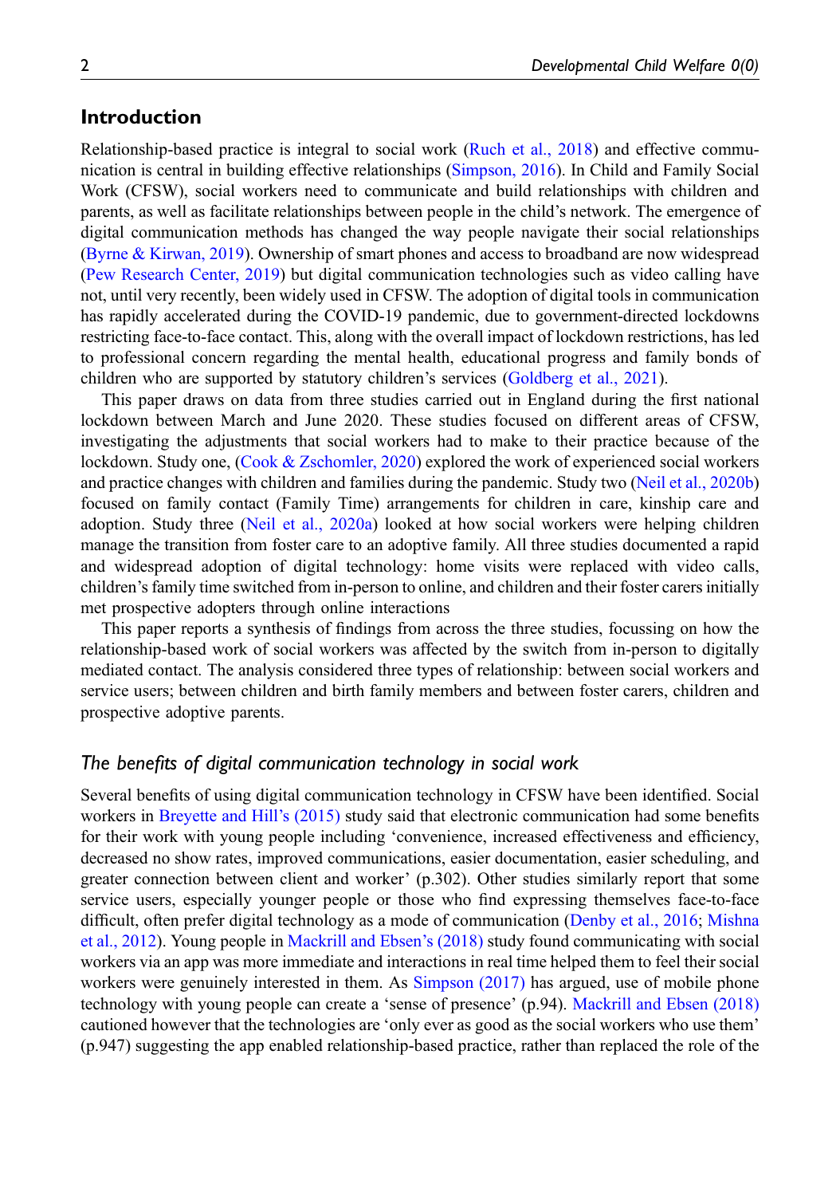## Introduction

Relationship-based practice is integral to social work (Ruch et al., 2018) and effective communication is central in building effective relationships (Simpson, 2016). In Child and Family Social Work (CFSW), social workers need to communicate and build relationships with children and parents, as well as facilitate relationships between people in the child's network. The emergence of digital communication methods has changed the way people navigate their social relationships (Byrne & Kirwan, 2019). Ownership of smart phones and access to broadband are now widespread (Pew Research Center, 2019) but digital communication technologies such as video calling have not, until very recently, been widely used in CFSW. The adoption of digital tools in communication has rapidly accelerated during the COVID-19 pandemic, due to government-directed lockdowns restricting face-to-face contact. This, along with the overall impact of lockdown restrictions, has led to professional concern regarding the mental health, educational progress and family bonds of children who are supported by statutory children's services (Goldberg et al., 2021).

This paper draws on data from three studies carried out in England during the first national lockdown between March and June 2020. These studies focused on different areas of CFSW, investigating the adjustments that social workers had to make to their practice because of the lockdown. Study one, (Cook & Zschomler, 2020) explored the work of experienced social workers and practice changes with children and families during the pandemic. Study two (Neil et al., 2020b) focused on family contact (Family Time) arrangements for children in care, kinship care and adoption. Study three (Neil et al., 2020a) looked at how social workers were helping children manage the transition from foster care to an adoptive family. All three studies documented a rapid and widespread adoption of digital technology: home visits were replaced with video calls, children's family time switched from in-person to online, and children and their foster carers initially met prospective adopters through online interactions

This paper reports a synthesis of findings from across the three studies, focussing on how the relationship-based work of social workers was affected by the switch from in-person to digitally mediated contact. The analysis considered three types of relationship: between social workers and service users; between children and birth family members and between foster carers, children and prospective adoptive parents.

### *The benefits of digital communication technology in social work*

Several benefits of using digital communication technology in CFSW have been identified. Social workers in Breyette and Hill's (2015) study said that electronic communication had some benefits for their work with young people including 'convenience, increased effectiveness and efficiency, decreased no show rates, improved communications, easier documentation, easier scheduling, and greater connection between client and worker' (p.302). Other studies similarly report that some service users, especially younger people or those who find expressing themselves face-to-face difficult, often prefer digital technology as a mode of communication (Denby et al., 2016; Mishna et al., 2012). Young people in Mackrill and Ebsen's (2018) study found communicating with social workers via an app was more immediate and interactions in real time helped them to feel their social workers were genuinely interested in them. As Simpson (2017) has argued, use of mobile phone technology with young people can create a 'sense of presence' (p.94). Mackrill and Ebsen (2018) cautioned however that the technologies are 'only ever as good as the social workers who use them' (p.947) suggesting the app enabled relationship-based practice, rather than replaced the role of the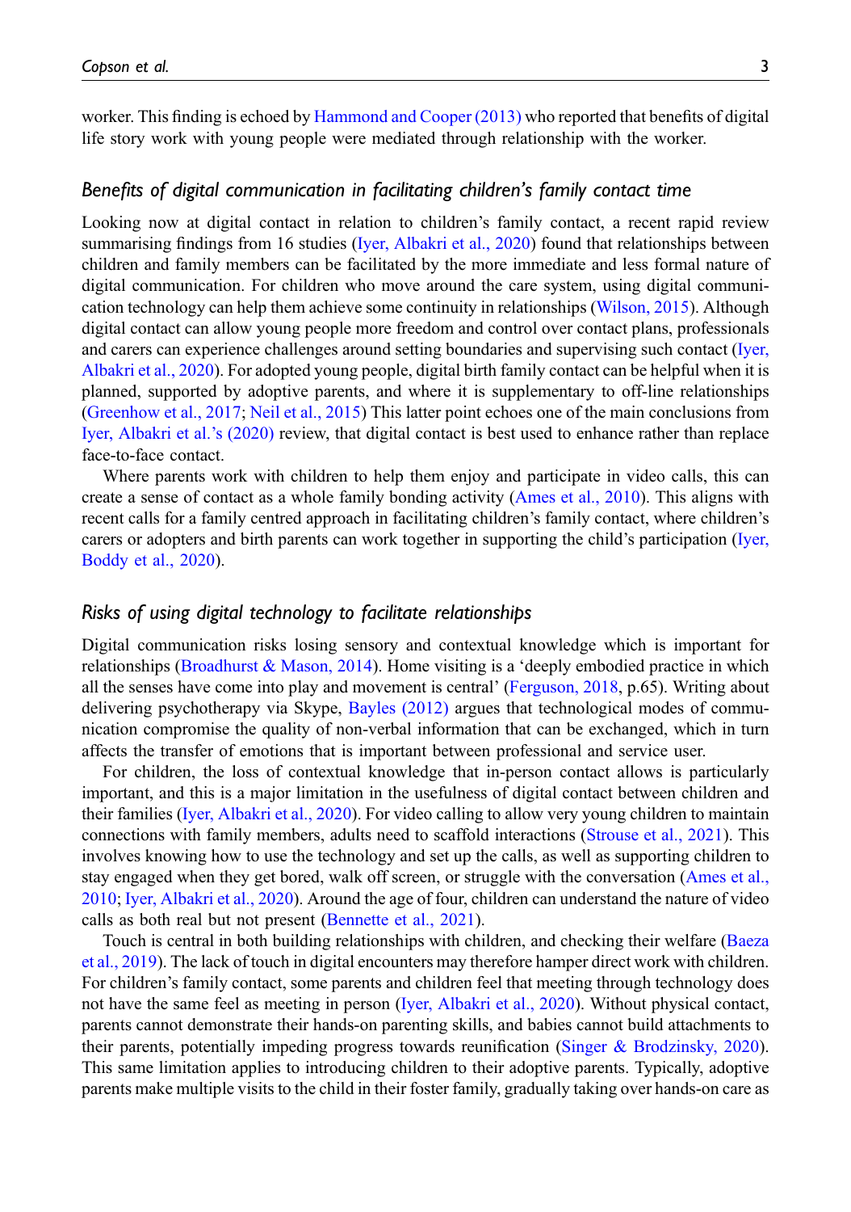worker. This finding is echoed by Hammond and Cooper (2013) who reported that benefits of digital life story work with young people were mediated through relationship with the worker.

### *Benefits of digital communication in facilitating children's family contact time*

Looking now at digital contact in relation to children's family contact, a recent rapid review summarising findings from 16 studies (Iyer, Albakri et al., 2020) found that relationships between children and family members can be facilitated by the more immediate and less formal nature of digital communication. For children who move around the care system, using digital communication technology can help them achieve some continuity in relationships (Wilson, 2015). Although digital contact can allow young people more freedom and control over contact plans, professionals and carers can experience challenges around setting boundaries and supervising such contact (Iyer, Albakri et al., 2020). For adopted young people, digital birth family contact can be helpful when it is planned, supported by adoptive parents, and where it is supplementary to off-line relationships (Greenhow et al., 2017; Neil et al., 2015) This latter point echoes one of the main conclusions from Iyer, Albakri et al.'s (2020) review, that digital contact is best used to enhance rather than replace face-to-face contact.

Where parents work with children to help them enjoy and participate in video calls, this can create a sense of contact as a whole family bonding activity (Ames et al., 2010). This aligns with recent calls for a family centred approach in facilitating children's family contact, where children's carers or adopters and birth parents can work together in supporting the child's participation (Iyer, Boddy et al., 2020).

### *Risks of using digital technology to facilitate relationships*

Digital communication risks losing sensory and contextual knowledge which is important for relationships (Broadhurst & Mason, 2014). Home visiting is a 'deeply embodied practice in which all the senses have come into play and movement is central' (Ferguson, 2018, p.65). Writing about delivering psychotherapy via Skype, Bayles (2012) argues that technological modes of communication compromise the quality of non-verbal information that can be exchanged, which in turn affects the transfer of emotions that is important between professional and service user.

For children, the loss of contextual knowledge that in-person contact allows is particularly important, and this is a major limitation in the usefulness of digital contact between children and their families (Iyer, Albakri et al., 2020). For video calling to allow very young children to maintain connections with family members, adults need to scaffold interactions (Strouse et al., 2021). This involves knowing how to use the technology and set up the calls, as well as supporting children to stay engaged when they get bored, walk off screen, or struggle with the conversation (Ames et al., 2010; Iyer, Albakri et al., 2020). Around the age of four, children can understand the nature of video calls as both real but not present (Bennette et al., 2021).

Touch is central in both building relationships with children, and checking their welfare (Baeza et al., 2019). The lack of touch in digital encounters may therefore hamper direct work with children. For children's family contact, some parents and children feel that meeting through technology does not have the same feel as meeting in person (Iyer, Albakri et al., 2020). Without physical contact, parents cannot demonstrate their hands-on parenting skills, and babies cannot build attachments to their parents, potentially impeding progress towards reunification (Singer & Brodzinsky, 2020). This same limitation applies to introducing children to their adoptive parents. Typically, adoptive parents make multiple visits to the child in their foster family, gradually taking over hands-on care as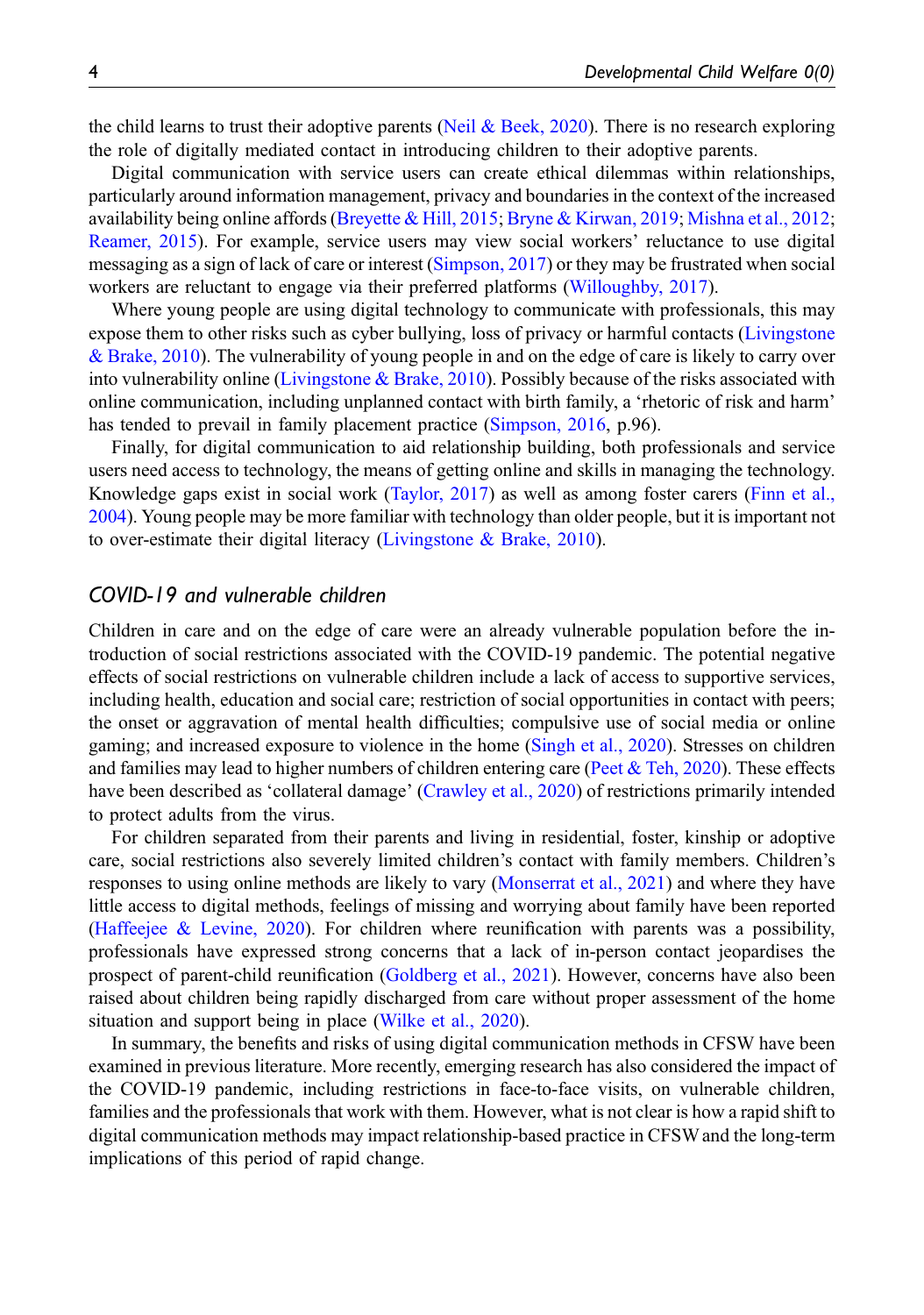the child learns to trust their adoptive parents (Neil & Beek, 2020). There is no research exploring the role of digitally mediated contact in introducing children to their adoptive parents.

Digital communication with service users can create ethical dilemmas within relationships, particularly around information management, privacy and boundaries in the context of the increased availability being online affords (Breyette & Hill, 2015; Bryne & Kirwan, 2019; Mishna et al., 2012; Reamer, 2015). For example, service users may view social workers' reluctance to use digital messaging as a sign of lack of care or interest (Simpson, 2017) or they may be frustrated when social workers are reluctant to engage via their preferred platforms (Willoughby, 2017).

Where young people are using digital technology to communicate with professionals, this may expose them to other risks such as cyber bullying, loss of privacy or harmful contacts (Livingstone & Brake, 2010). The vulnerability of young people in and on the edge of care is likely to carry over into vulnerability online (Livingstone & Brake, 2010). Possibly because of the risks associated with online communication, including unplanned contact with birth family, a 'rhetoric of risk and harm' has tended to prevail in family placement practice (Simpson, 2016, p.96).

Finally, for digital communication to aid relationship building, both professionals and service users need access to technology, the means of getting online and skills in managing the technology. Knowledge gaps exist in social work (Taylor, 2017) as well as among foster carers (Finn et al., 2004). Young people may be more familiar with technology than older people, but it is important not to over-estimate their digital literacy (Livingstone & Brake, 2010).

### *COVID-19 and vulnerable children*

Children in care and on the edge of care were an already vulnerable population before the introduction of social restrictions associated with the COVID-19 pandemic. The potential negative effects of social restrictions on vulnerable children include a lack of access to supportive services, including health, education and social care; restriction of social opportunities in contact with peers; the onset or aggravation of mental health difficulties; compulsive use of social media or online gaming; and increased exposure to violence in the home (Singh et al., 2020). Stresses on children and families may lead to higher numbers of children entering care (Peet & Teh, 2020). These effects have been described as 'collateral damage' (Crawley et al., 2020) of restrictions primarily intended to protect adults from the virus.

For children separated from their parents and living in residential, foster, kinship or adoptive care, social restrictions also severely limited children's contact with family members. Children's responses to using online methods are likely to vary (Monserrat et al., 2021) and where they have little access to digital methods, feelings of missing and worrying about family have been reported (Haffeejee & Levine, 2020). For children where reunification with parents was a possibility, professionals have expressed strong concerns that a lack of in-person contact jeopardises the prospect of parent-child reunification (Goldberg et al., 2021). However, concerns have also been raised about children being rapidly discharged from care without proper assessment of the home situation and support being in place (Wilke et al., 2020).

In summary, the benefits and risks of using digital communication methods in CFSW have been examined in previous literature. More recently, emerging research has also considered the impact of the COVID-19 pandemic, including restrictions in face-to-face visits, on vulnerable children, families and the professionals that work with them. However, what is not clear is how a rapid shift to digital communication methods may impact relationship-based practice in CFSW and the long-term implications of this period of rapid change.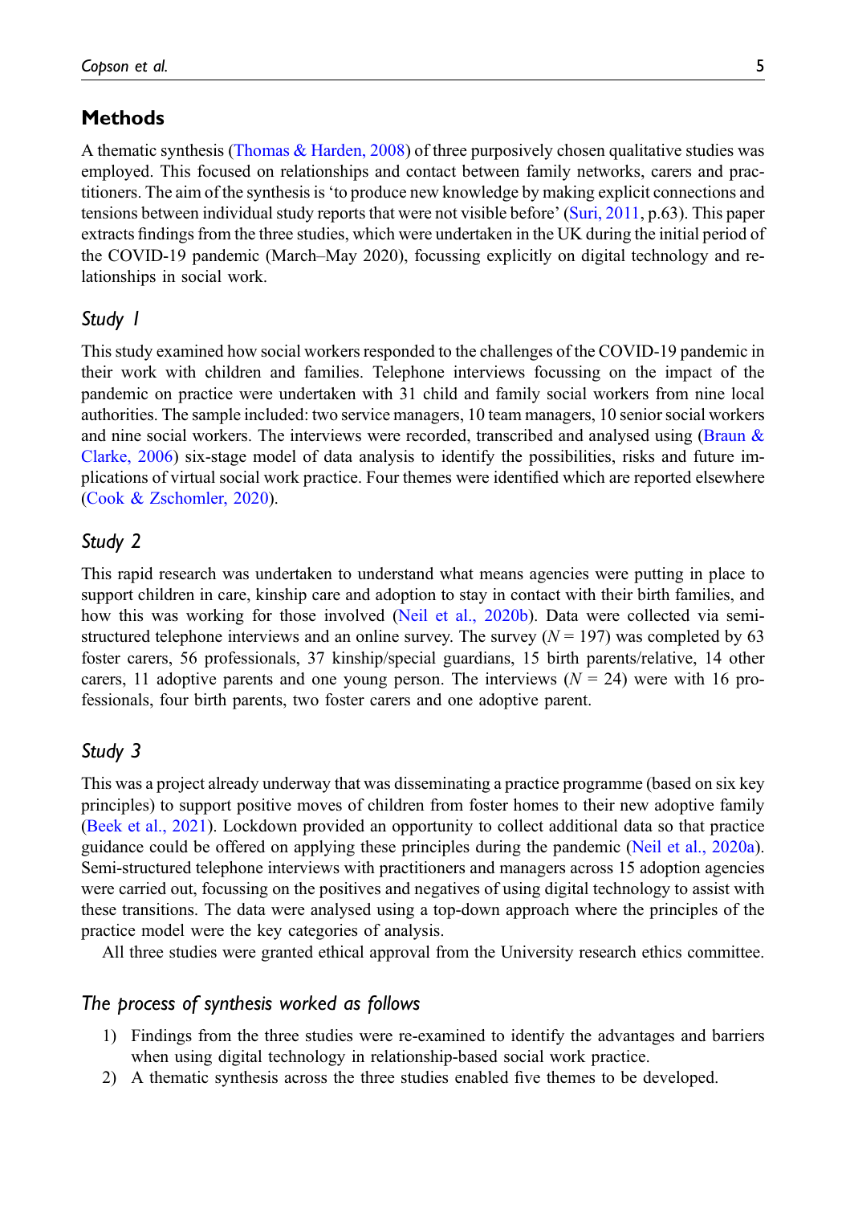## Methods

A thematic synthesis (Thomas & Harden, 2008) of three purposively chosen qualitative studies was employed. This focused on relationships and contact between family networks, carers and practitioners. The aim of the synthesis is 'to produce new knowledge by making explicit connections and tensions between individual study reports that were not visible before' (Suri, 2011, p.63). This paper extracts findings from the three studies, which were undertaken in the UK during the initial period of the COVID-19 pandemic (March–May 2020), focussing explicitly on digital technology and relationships in social work.

### *Study 1*

This study examined how social workers responded to the challenges of the COVID-19 pandemic in their work with children and families. Telephone interviews focussing on the impact of the pandemic on practice were undertaken with 31 child and family social workers from nine local authorities. The sample included: two service managers, 10 team managers, 10 senior social workers and nine social workers. The interviews were recorded, transcribed and analysed using (Braun & Clarke, 2006) six-stage model of data analysis to identify the possibilities, risks and future implications of virtual social work practice. Four themes were identified which are reported elsewhere (Cook & Zschomler, 2020).

### *Study 2*

This rapid research was undertaken to understand what means agencies were putting in place to support children in care, kinship care and adoption to stay in contact with their birth families, and how this was working for those involved (Neil et al., 2020b). Data were collected via semi-structured telephone interviews and an online survey. The survey ($N = 197$) was completed by 63 foster carers, 56 professionals, 37 kinship/special guardians, 15 birth parents/relative, 14 other carers, 11 adoptive parents and one young person. The interviews ($N = 24$) were with 16 professionals, four birth parents, two foster carers and one adoptive parent.

### *Study 3*

This was a project already underway that was disseminating a practice programme (based on six key principles) to support positive moves of children from foster homes to their new adoptive family (Beek et al., 2021). Lockdown provided an opportunity to collect additional data so that practice guidance could be offered on applying these principles during the pandemic (Neil et al., 2020a). Semi-structured telephone interviews with practitioners and managers across 15 adoption agencies were carried out, focussing on the positives and negatives of using digital technology to assist with these transitions. The data were analysed using a top-down approach where the principles of the practice model were the key categories of analysis.

All three studies were granted ethical approval from the University research ethics committee.

### *The process of synthesis worked as follows*

1) Findings from the three studies were re-examined to identify the advantages and barriers when using digital technology in relationship-based social work practice.
2) A thematic synthesis across the three studies enabled five themes to be developed.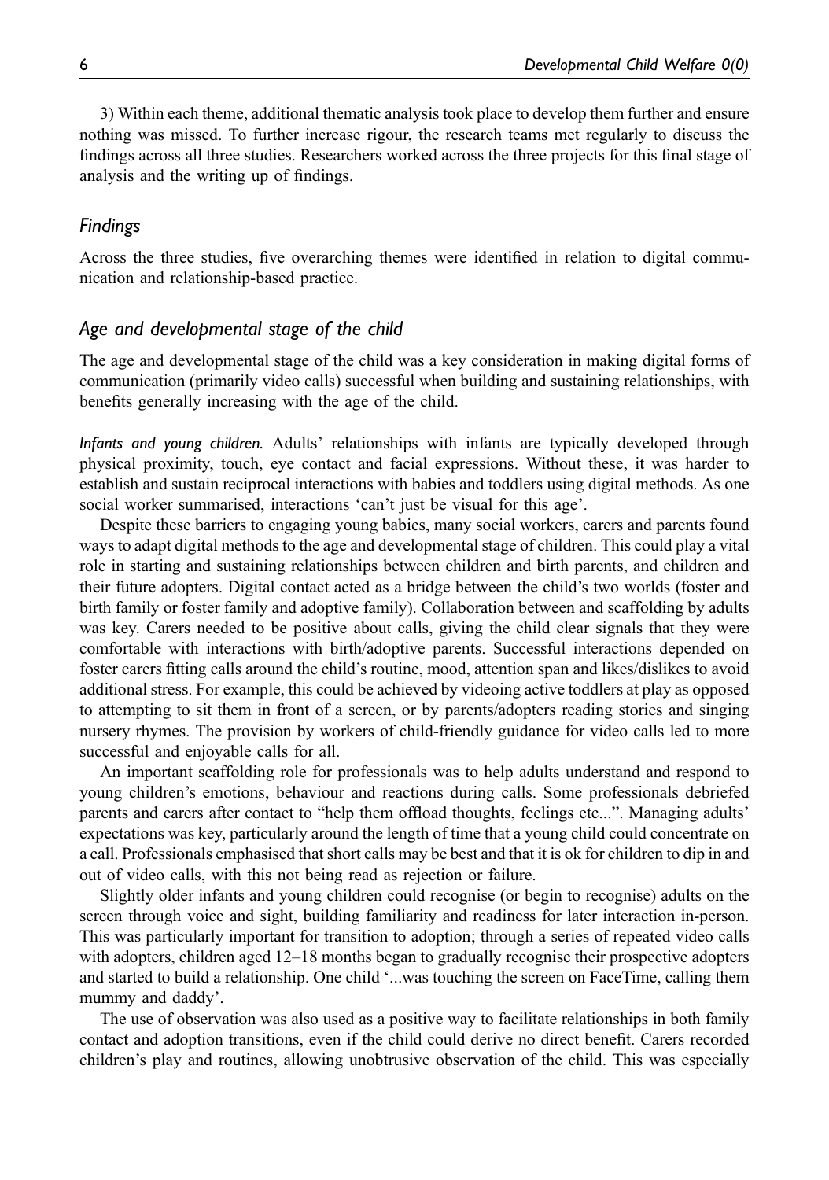3) Within each theme, additional thematic analysis took place to develop them further and ensure nothing was missed. To further increase rigour, the research teams met regularly to discuss the findings across all three studies. Researchers worked across the three projects for this final stage of analysis and the writing up of findings.

## Findings

Across the three studies, five overarching themes were identified in relation to digital communication and relationship-based practice.

## Age and developmental stage of the child

The age and developmental stage of the child was a key consideration in making digital forms of communication (primarily video calls) successful when building and sustaining relationships, with benefits generally increasing with the age of the child.

*Infants and young children.* Adults' relationships with infants are typically developed through physical proximity, touch, eye contact and facial expressions. Without these, it was harder to establish and sustain reciprocal interactions with babies and toddlers using digital methods. As one social worker summarised, interactions 'can't just be visual for this age'.

Despite these barriers to engaging young babies, many social workers, carers and parents found ways to adapt digital methods to the age and developmental stage of children. This could play a vital role in starting and sustaining relationships between children and birth parents, and children and their future adopters. Digital contact acted as a bridge between the child's two worlds (foster and birth family or foster family and adoptive family). Collaboration between and scaffolding by adults was key. Carers needed to be positive about calls, giving the child clear signals that they were comfortable with interactions with birth/adoptive parents. Successful interactions depended on foster carers fitting calls around the child's routine, mood, attention span and likes/dislikes to avoid additional stress. For example, this could be achieved by videoing active toddlers at play as opposed to attempting to sit them in front of a screen, or by parents/adopters reading stories and singing nursery rhymes. The provision by workers of child-friendly guidance for video calls led to more successful and enjoyable calls for all.

An important scaffolding role for professionals was to help adults understand and respond to young children's emotions, behaviour and reactions during calls. Some professionals debriefed parents and carers after contact to "help them offload thoughts, feelings etc...". Managing adults' expectations was key, particularly around the length of time that a young child could concentrate on a call. Professionals emphasised that short calls may be best and that it is ok for children to dip in and out of video calls, with this not being read as rejection or failure.

Slightly older infants and young children could recognise (or begin to recognise) adults on the screen through voice and sight, building familiarity and readiness for later interaction in-person. This was particularly important for transition to adoption; through a series of repeated video calls with adopters, children aged 12–18 months began to gradually recognise their prospective adopters and started to build a relationship. One child '...was touching the screen on FaceTime, calling them mummy and daddy'.

The use of observation was also used as a positive way to facilitate relationships in both family contact and adoption transitions, even if the child could derive no direct benefit. Carers recorded children's play and routines, allowing unobtrusive observation of the child. This was especially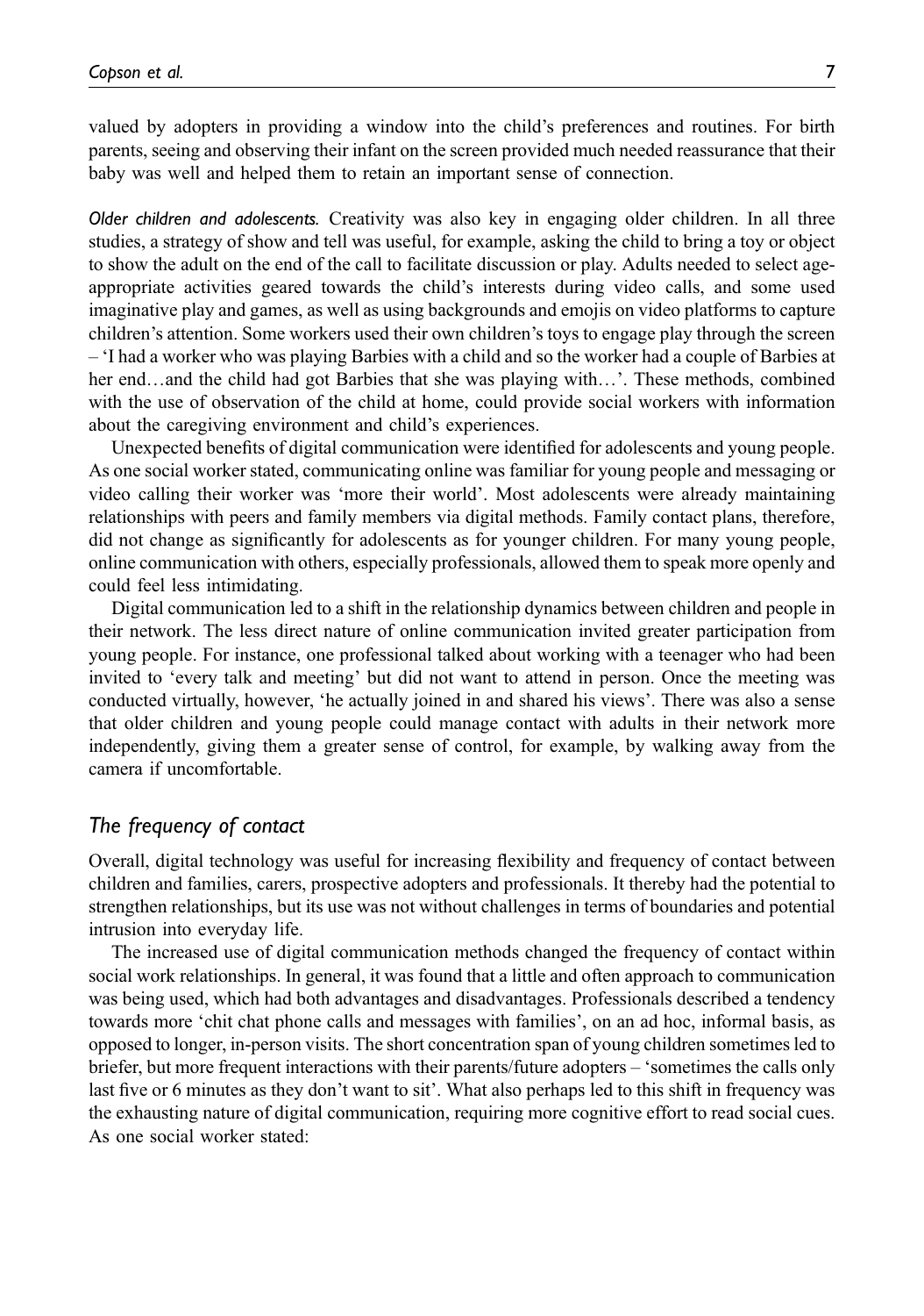valued by adopters in providing a window into the child's preferences and routines. For birth parents, seeing and observing their infant on the screen provided much needed reassurance that their baby was well and helped them to retain an important sense of connection.

*Older children and adolescents.* Creativity was also key in engaging older children. In all three studies, a strategy of show and tell was useful, for example, asking the child to bring a toy or object to show the adult on the end of the call to facilitate discussion or play. Adults needed to select age-appropriate activities geared towards the child's interests during video calls, and some used imaginative play and games, as well as using backgrounds and emojis on video platforms to capture children's attention. Some workers used their own children's toys to engage play through the screen – 'I had a worker who was playing Barbies with a child and so the worker had a couple of Barbies at her end…and the child had got Barbies that she was playing with…'. These methods, combined with the use of observation of the child at home, could provide social workers with information about the caregiving environment and child's experiences.

Unexpected benefits of digital communication were identified for adolescents and young people. As one social worker stated, communicating online was familiar for young people and messaging or video calling their worker was 'more their world'. Most adolescents were already maintaining relationships with peers and family members via digital methods. Family contact plans, therefore, did not change as significantly for adolescents as for younger children. For many young people, online communication with others, especially professionals, allowed them to speak more openly and could feel less intimidating.

Digital communication led to a shift in the relationship dynamics between children and people in their network. The less direct nature of online communication invited greater participation from young people. For instance, one professional talked about working with a teenager who had been invited to 'every talk and meeting' but did not want to attend in person. Once the meeting was conducted virtually, however, 'he actually joined in and shared his views'. There was also a sense that older children and young people could manage contact with adults in their network more independently, giving them a greater sense of control, for example, by walking away from the camera if uncomfortable.

## *The frequency of contact*

Overall, digital technology was useful for increasing flexibility and frequency of contact between children and families, carers, prospective adopters and professionals. It thereby had the potential to strengthen relationships, but its use was not without challenges in terms of boundaries and potential intrusion into everyday life.

The increased use of digital communication methods changed the frequency of contact within social work relationships. In general, it was found that a little and often approach to communication was being used, which had both advantages and disadvantages. Professionals described a tendency towards more 'chit chat phone calls and messages with families', on an ad hoc, informal basis, as opposed to longer, in-person visits. The short concentration span of young children sometimes led to briefer, but more frequent interactions with their parents/future adopters – 'sometimes the calls only last five or 6 minutes as they don't want to sit'. What also perhaps led to this shift in frequency was the exhausting nature of digital communication, requiring more cognitive effort to read social cues. As one social worker stated: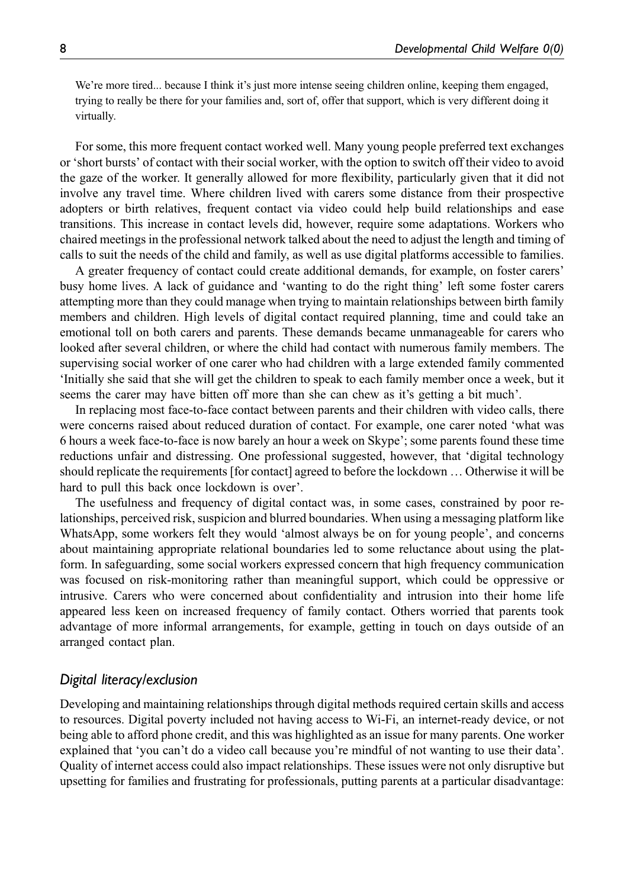> We're more tired... because I think it's just more intense seeing children online, keeping them engaged, trying to really be there for your families and, sort of, offer that support, which is very different doing it virtually.

For some, this more frequent contact worked well. Many young people preferred text exchanges or 'short bursts' of contact with their social worker, with the option to switch off their video to avoid the gaze of the worker. It generally allowed for more flexibility, particularly given that it did not involve any travel time. Where children lived with carers some distance from their prospective adopters or birth relatives, frequent contact via video could help build relationships and ease transitions. This increase in contact levels did, however, require some adaptations. Workers who chaired meetings in the professional network talked about the need to adjust the length and timing of calls to suit the needs of the child and family, as well as use digital platforms accessible to families.

A greater frequency of contact could create additional demands, for example, on foster carers' busy home lives. A lack of guidance and 'wanting to do the right thing' left some foster carers attempting more than they could manage when trying to maintain relationships between birth family members and children. High levels of digital contact required planning, time and could take an emotional toll on both carers and parents. These demands became unmanageable for carers who looked after several children, or where the child had contact with numerous family members. The supervising social worker of one carer who had children with a large extended family commented 'Initially she said that she will get the children to speak to each family member once a week, but it seems the carer may have bitten off more than she can chew as it's getting a bit much'.

In replacing most face-to-face contact between parents and their children with video calls, there were concerns raised about reduced duration of contact. For example, one carer noted 'what was 6 hours a week face-to-face is now barely an hour a week on Skype'; some parents found these time reductions unfair and distressing. One professional suggested, however, that 'digital technology should replicate the requirements [for contact] agreed to before the lockdown … Otherwise it will be hard to pull this back once lockdown is over'.

The usefulness and frequency of digital contact was, in some cases, constrained by poor relationships, perceived risk, suspicion and blurred boundaries. When using a messaging platform like WhatsApp, some workers felt they would 'almost always be on for young people', and concerns about maintaining appropriate relational boundaries led to some reluctance about using the platform. In safeguarding, some social workers expressed concern that high frequency communication was focused on risk-monitoring rather than meaningful support, which could be oppressive or intrusive. Carers who were concerned about confidentiality and intrusion into their home life appeared less keen on increased frequency of family contact. Others worried that parents took advantage of more informal arrangements, for example, getting in touch on days outside of an arranged contact plan.

### *Digital literacy/exclusion*

Developing and maintaining relationships through digital methods required certain skills and access to resources. Digital poverty included not having access to Wi-Fi, an internet-ready device, or not being able to afford phone credit, and this was highlighted as an issue for many parents. One worker explained that 'you can't do a video call because you're mindful of not wanting to use their data'. Quality of internet access could also impact relationships. These issues were not only disruptive but upsetting for families and frustrating for professionals, putting parents at a particular disadvantage: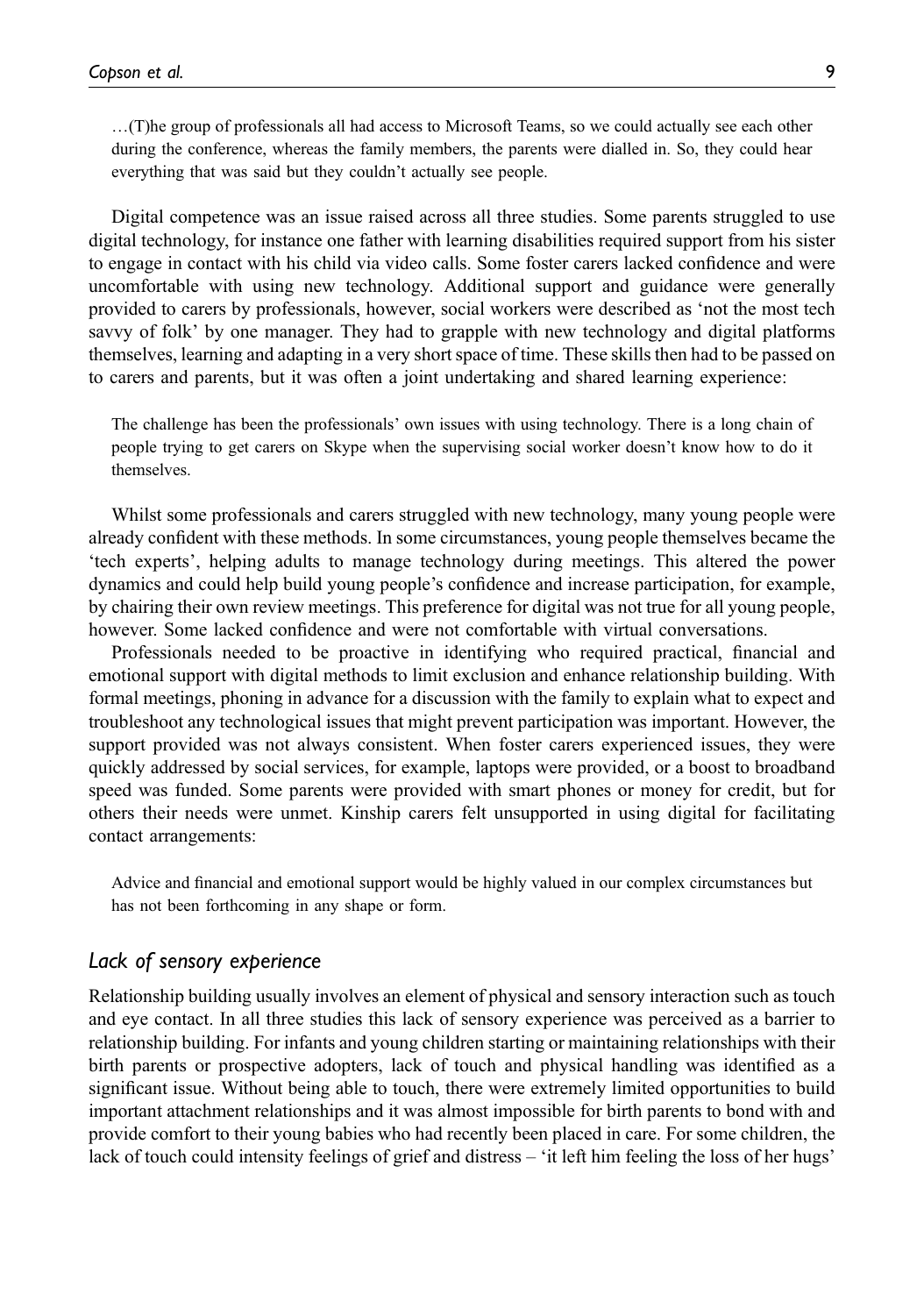…(T)he group of professionals all had access to Microsoft Teams, so we could actually see each other during the conference, whereas the family members, the parents were dialled in. So, they could hear everything that was said but they couldn't actually see people.

Digital competence was an issue raised across all three studies. Some parents struggled to use digital technology, for instance one father with learning disabilities required support from his sister to engage in contact with his child via video calls. Some foster carers lacked confidence and were uncomfortable with using new technology. Additional support and guidance were generally provided to carers by professionals, however, social workers were described as 'not the most tech savvy of folk' by one manager. They had to grapple with new technology and digital platforms themselves, learning and adapting in a very short space of time. These skills then had to be passed on to carers and parents, but it was often a joint undertaking and shared learning experience:

> The challenge has been the professionals' own issues with using technology. There is a long chain of people trying to get carers on Skype when the supervising social worker doesn't know how to do it themselves.

Whilst some professionals and carers struggled with new technology, many young people were already confident with these methods. In some circumstances, young people themselves became the 'tech experts', helping adults to manage technology during meetings. This altered the power dynamics and could help build young people's confidence and increase participation, for example, by chairing their own review meetings. This preference for digital was not true for all young people, however. Some lacked confidence and were not comfortable with virtual conversations.

Professionals needed to be proactive in identifying who required practical, financial and emotional support with digital methods to limit exclusion and enhance relationship building. With formal meetings, phoning in advance for a discussion with the family to explain what to expect and troubleshoot any technological issues that might prevent participation was important. However, the support provided was not always consistent. When foster carers experienced issues, they were quickly addressed by social services, for example, laptops were provided, or a boost to broadband speed was funded. Some parents were provided with smart phones or money for credit, but for others their needs were unmet. Kinship carers felt unsupported in using digital for facilitating contact arrangements:

> Advice and financial and emotional support would be highly valued in our complex circumstances but has not been forthcoming in any shape or form.

### *Lack of sensory experience*

Relationship building usually involves an element of physical and sensory interaction such as touch and eye contact. In all three studies this lack of sensory experience was perceived as a barrier to relationship building. For infants and young children starting or maintaining relationships with their birth parents or prospective adopters, lack of touch and physical handling was identified as a significant issue. Without being able to touch, there were extremely limited opportunities to build important attachment relationships and it was almost impossible for birth parents to bond with and provide comfort to their young babies who had recently been placed in care. For some children, the lack of touch could intensity feelings of grief and distress – 'it left him feeling the loss of her hugs'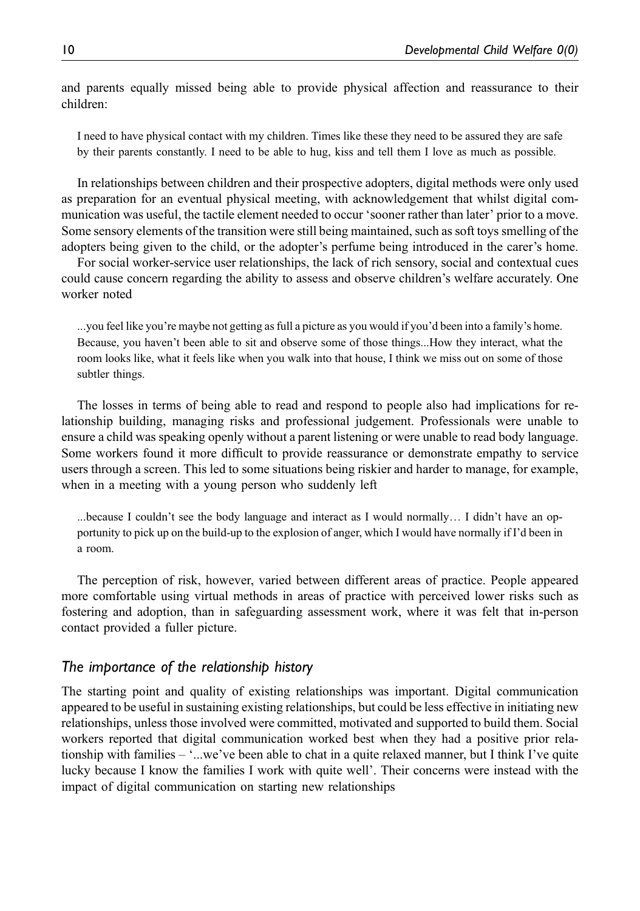and parents equally missed being able to provide physical affection and reassurance to their children:

> I need to have physical contact with my children. Times like these they need to be assured they are safe by their parents constantly. I need to be able to hug, kiss and tell them I love as much as possible.

In relationships between children and their prospective adopters, digital methods were only used as preparation for an eventual physical meeting, with acknowledgement that whilst digital communication was useful, the tactile element needed to occur 'sooner rather than later' prior to a move. Some sensory elements of the transition were still being maintained, such as soft toys smelling of the adopters being given to the child, or the adopter's perfume being introduced in the carer's home.

For social worker-service user relationships, the lack of rich sensory, social and contextual cues could cause concern regarding the ability to assess and observe children's welfare accurately. One worker noted

> ...you feel like you're maybe not getting as full a picture as you would if you'd been into a family's home. Because, you haven't been able to sit and observe some of those things...How they interact, what the room looks like, what it feels like when you walk into that house, I think we miss out on some of those subtler things.

The losses in terms of being able to read and respond to people also had implications for relationship building, managing risks and professional judgement. Professionals were unable to ensure a child was speaking openly without a parent listening or were unable to read body language. Some workers found it more difficult to provide reassurance or demonstrate empathy to service users through a screen. This led to some situations being riskier and harder to manage, for example, when in a meeting with a young person who suddenly left

> ...because I couldn't see the body language and interact as I would normally… I didn't have an opportunity to pick up on the build-up to the explosion of anger, which I would have normally if I'd been in a room.

The perception of risk, however, varied between different areas of practice. People appeared more comfortable using virtual methods in areas of practice with perceived lower risks such as fostering and adoption, than in safeguarding assessment work, where it was felt that in-person contact provided a fuller picture.

### *The importance of the relationship history*

The starting point and quality of existing relationships was important. Digital communication appeared to be useful in sustaining existing relationships, but could be less effective in initiating new relationships, unless those involved were committed, motivated and supported to build them. Social workers reported that digital communication worked best when they had a positive prior relationship with families – '...we've been able to chat in a quite relaxed manner, but I think I've quite lucky because I know the families I work with quite well'. Their concerns were instead with the impact of digital communication on starting new relationships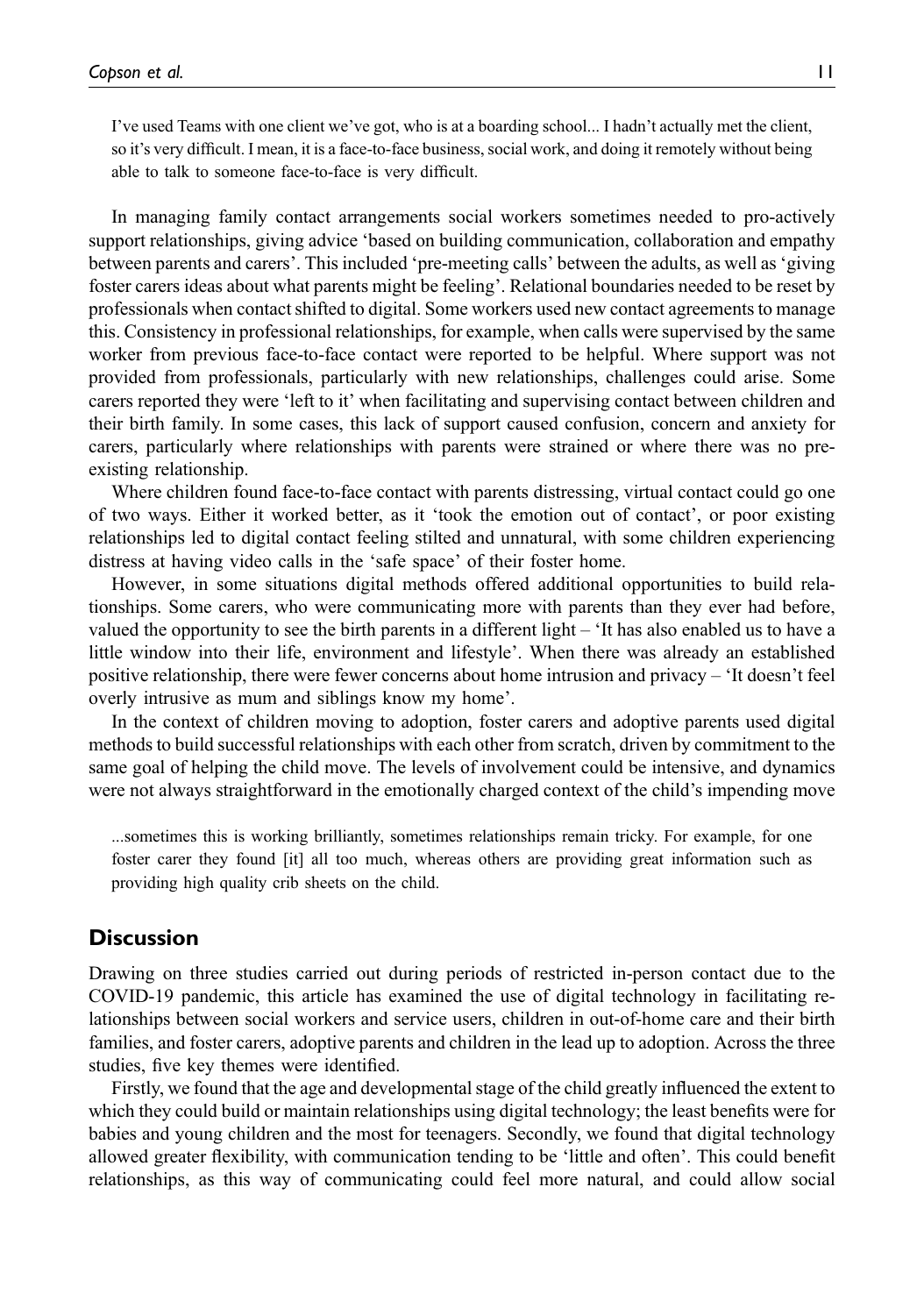> I've used Teams with one client we've got, who is at a boarding school... I hadn't actually met the client, so it's very difficult. I mean, it is a face-to-face business, social work, and doing it remotely without being able to talk to someone face-to-face is very difficult.

In managing family contact arrangements social workers sometimes needed to pro-actively support relationships, giving advice 'based on building communication, collaboration and empathy between parents and carers'. This included 'pre-meeting calls' between the adults, as well as 'giving foster carers ideas about what parents might be feeling'. Relational boundaries needed to be reset by professionals when contact shifted to digital. Some workers used new contact agreements to manage this. Consistency in professional relationships, for example, when calls were supervised by the same worker from previous face-to-face contact were reported to be helpful. Where support was not provided from professionals, particularly with new relationships, challenges could arise. Some carers reported they were 'left to it' when facilitating and supervising contact between children and their birth family. In some cases, this lack of support caused confusion, concern and anxiety for carers, particularly where relationships with parents were strained or where there was no pre-existing relationship.

Where children found face-to-face contact with parents distressing, virtual contact could go one of two ways. Either it worked better, as it 'took the emotion out of contact', or poor existing relationships led to digital contact feeling stilted and unnatural, with some children experiencing distress at having video calls in the 'safe space' of their foster home.

However, in some situations digital methods offered additional opportunities to build relationships. Some carers, who were communicating more with parents than they ever had before, valued the opportunity to see the birth parents in a different light – 'It has also enabled us to have a little window into their life, environment and lifestyle'. When there was already an established positive relationship, there were fewer concerns about home intrusion and privacy – 'It doesn't feel overly intrusive as mum and siblings know my home'.

In the context of children moving to adoption, foster carers and adoptive parents used digital methods to build successful relationships with each other from scratch, driven by commitment to the same goal of helping the child move. The levels of involvement could be intensive, and dynamics were not always straightforward in the emotionally charged context of the child's impending move

> ...sometimes this is working brilliantly, sometimes relationships remain tricky. For example, for one foster carer they found [it] all too much, whereas others are providing great information such as providing high quality crib sheets on the child.

## Discussion

Drawing on three studies carried out during periods of restricted in-person contact due to the COVID-19 pandemic, this article has examined the use of digital technology in facilitating relationships between social workers and service users, children in out-of-home care and their birth families, and foster carers, adoptive parents and children in the lead up to adoption. Across the three studies, five key themes were identified.

Firstly, we found that the age and developmental stage of the child greatly influenced the extent to which they could build or maintain relationships using digital technology; the least benefits were for babies and young children and the most for teenagers. Secondly, we found that digital technology allowed greater flexibility, with communication tending to be 'little and often'. This could benefit relationships, as this way of communicating could feel more natural, and could allow social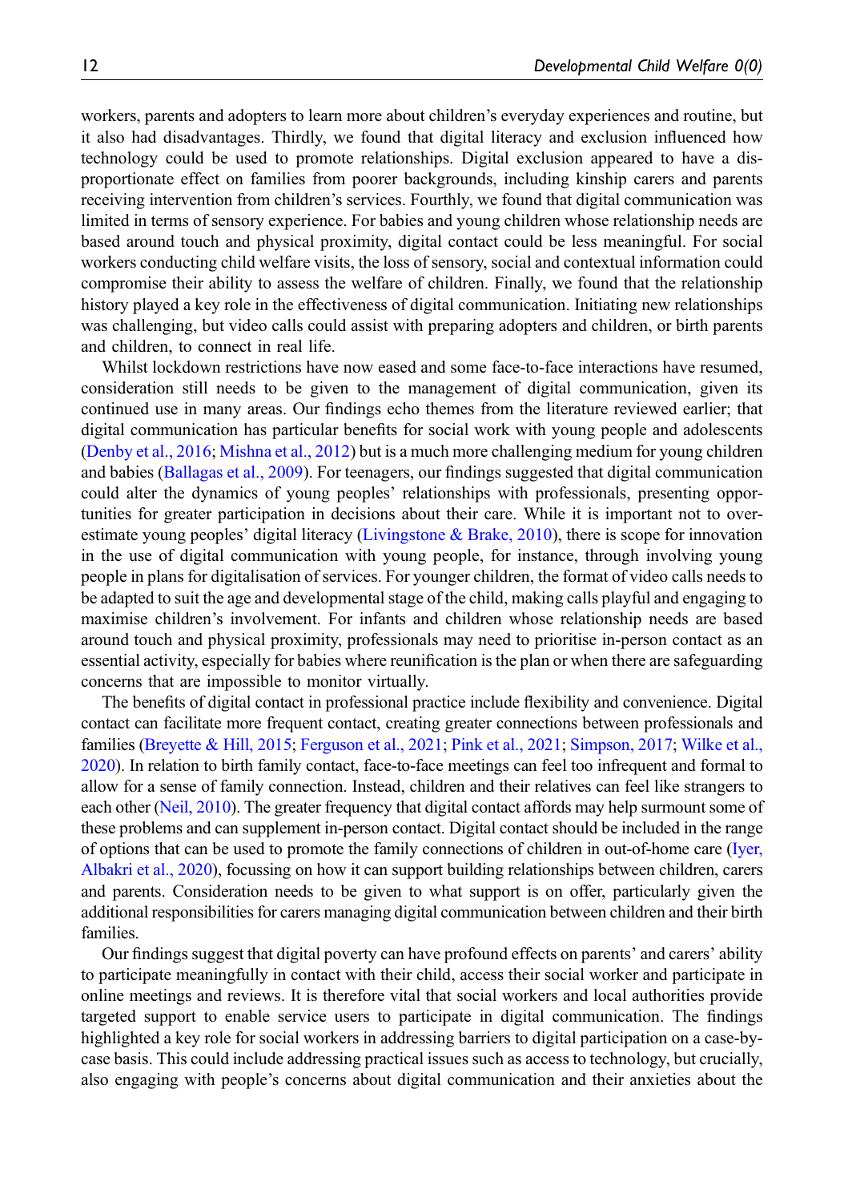workers, parents and adopters to learn more about children's everyday experiences and routine, but it also had disadvantages. Thirdly, we found that digital literacy and exclusion influenced how technology could be used to promote relationships. Digital exclusion appeared to have a disproportionate effect on families from poorer backgrounds, including kinship carers and parents receiving intervention from children's services. Fourthly, we found that digital communication was limited in terms of sensory experience. For babies and young children whose relationship needs are based around touch and physical proximity, digital contact could be less meaningful. For social workers conducting child welfare visits, the loss of sensory, social and contextual information could compromise their ability to assess the welfare of children. Finally, we found that the relationship history played a key role in the effectiveness of digital communication. Initiating new relationships was challenging, but video calls could assist with preparing adopters and children, or birth parents and children, to connect in real life.

Whilst lockdown restrictions have now eased and some face-to-face interactions have resumed, consideration still needs to be given to the management of digital communication, given its continued use in many areas. Our findings echo themes from the literature reviewed earlier; that digital communication has particular benefits for social work with young people and adolescents (Denby et al., 2016; Mishna et al., 2012) but is a much more challenging medium for young children and babies (Ballagas et al., 2009). For teenagers, our findings suggested that digital communication could alter the dynamics of young peoples' relationships with professionals, presenting opportunities for greater participation in decisions about their care. While it is important not to overestimate young peoples' digital literacy (Livingstone & Brake, 2010), there is scope for innovation in the use of digital communication with young people, for instance, through involving young people in plans for digitalisation of services. For younger children, the format of video calls needs to be adapted to suit the age and developmental stage of the child, making calls playful and engaging to maximise children's involvement. For infants and children whose relationship needs are based around touch and physical proximity, professionals may need to prioritise in-person contact as an essential activity, especially for babies where reunification is the plan or when there are safeguarding concerns that are impossible to monitor virtually.

The benefits of digital contact in professional practice include flexibility and convenience. Digital contact can facilitate more frequent contact, creating greater connections between professionals and families (Breyette & Hill, 2015; Ferguson et al., 2021; Pink et al., 2021; Simpson, 2017; Wilke et al., 2020). In relation to birth family contact, face-to-face meetings can feel too infrequent and formal to allow for a sense of family connection. Instead, children and their relatives can feel like strangers to each other (Neil, 2010). The greater frequency that digital contact affords may help surmount some of these problems and can supplement in-person contact. Digital contact should be included in the range of options that can be used to promote the family connections of children in out-of-home care (Iyer, Albakri et al., 2020), focussing on how it can support building relationships between children, carers and parents. Consideration needs to be given to what support is on offer, particularly given the additional responsibilities for carers managing digital communication between children and their birth families.

Our findings suggest that digital poverty can have profound effects on parents' and carers' ability to participate meaningfully in contact with their child, access their social worker and participate in online meetings and reviews. It is therefore vital that social workers and local authorities provide targeted support to enable service users to participate in digital communication. The findings highlighted a key role for social workers in addressing barriers to digital participation on a case-by-case basis. This could include addressing practical issues such as access to technology, but crucially, also engaging with people's concerns about digital communication and their anxieties about the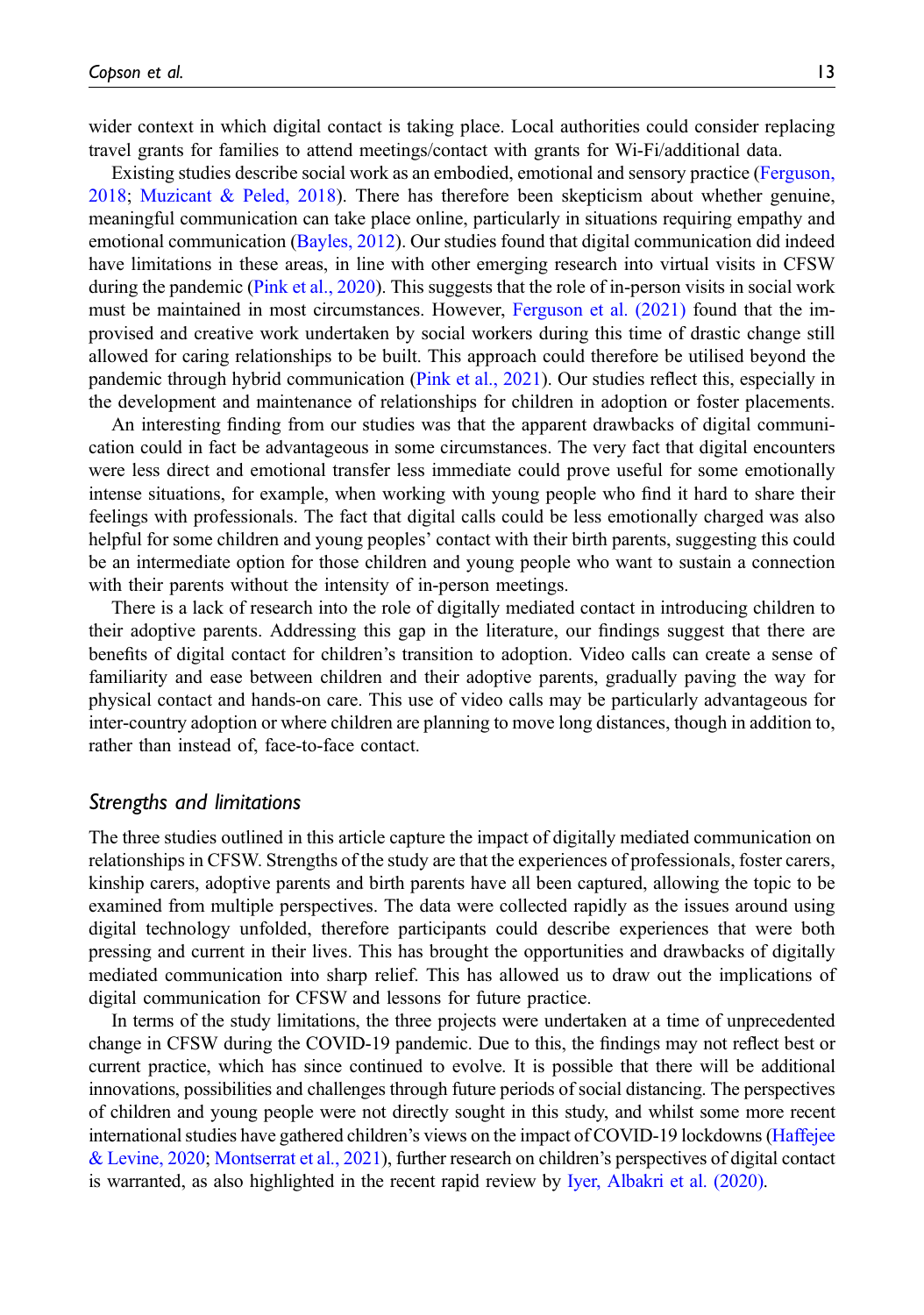wider context in which digital contact is taking place. Local authorities could consider replacing travel grants for families to attend meetings/contact with grants for Wi-Fi/additional data.

Existing studies describe social work as an embodied, emotional and sensory practice (Ferguson, 2018; Muzicant & Peled, 2018). There has therefore been skepticism about whether genuine, meaningful communication can take place online, particularly in situations requiring empathy and emotional communication (Bayles, 2012). Our studies found that digital communication did indeed have limitations in these areas, in line with other emerging research into virtual visits in CFSW during the pandemic (Pink et al., 2020). This suggests that the role of in-person visits in social work must be maintained in most circumstances. However, Ferguson et al. (2021) found that the improvised and creative work undertaken by social workers during this time of drastic change still allowed for caring relationships to be built. This approach could therefore be utilised beyond the pandemic through hybrid communication (Pink et al., 2021). Our studies reflect this, especially in the development and maintenance of relationships for children in adoption or foster placements.

An interesting finding from our studies was that the apparent drawbacks of digital communication could in fact be advantageous in some circumstances. The very fact that digital encounters were less direct and emotional transfer less immediate could prove useful for some emotionally intense situations, for example, when working with young people who find it hard to share their feelings with professionals. The fact that digital calls could be less emotionally charged was also helpful for some children and young peoples' contact with their birth parents, suggesting this could be an intermediate option for those children and young people who want to sustain a connection with their parents without the intensity of in-person meetings.

There is a lack of research into the role of digitally mediated contact in introducing children to their adoptive parents. Addressing this gap in the literature, our findings suggest that there are benefits of digital contact for children's transition to adoption. Video calls can create a sense of familiarity and ease between children and their adoptive parents, gradually paving the way for physical contact and hands-on care. This use of video calls may be particularly advantageous for inter-country adoption or where children are planning to move long distances, though in addition to, rather than instead of, face-to-face contact.

## *Strengths and limitations*

The three studies outlined in this article capture the impact of digitally mediated communication on relationships in CFSW. Strengths of the study are that the experiences of professionals, foster carers, kinship carers, adoptive parents and birth parents have all been captured, allowing the topic to be examined from multiple perspectives. The data were collected rapidly as the issues around using digital technology unfolded, therefore participants could describe experiences that were both pressing and current in their lives. This has brought the opportunities and drawbacks of digitally mediated communication into sharp relief. This has allowed us to draw out the implications of digital communication for CFSW and lessons for future practice.

In terms of the study limitations, the three projects were undertaken at a time of unprecedented change in CFSW during the COVID-19 pandemic. Due to this, the findings may not reflect best or current practice, which has since continued to evolve. It is possible that there will be additional innovations, possibilities and challenges through future periods of social distancing. The perspectives of children and young people were not directly sought in this study, and whilst some more recent international studies have gathered children's views on the impact of COVID-19 lockdowns (Haffejee & Levine, 2020; Montserrat et al., 2021), further research on children's perspectives of digital contact is warranted, as also highlighted in the recent rapid review by Iyer, Albakri et al. (2020).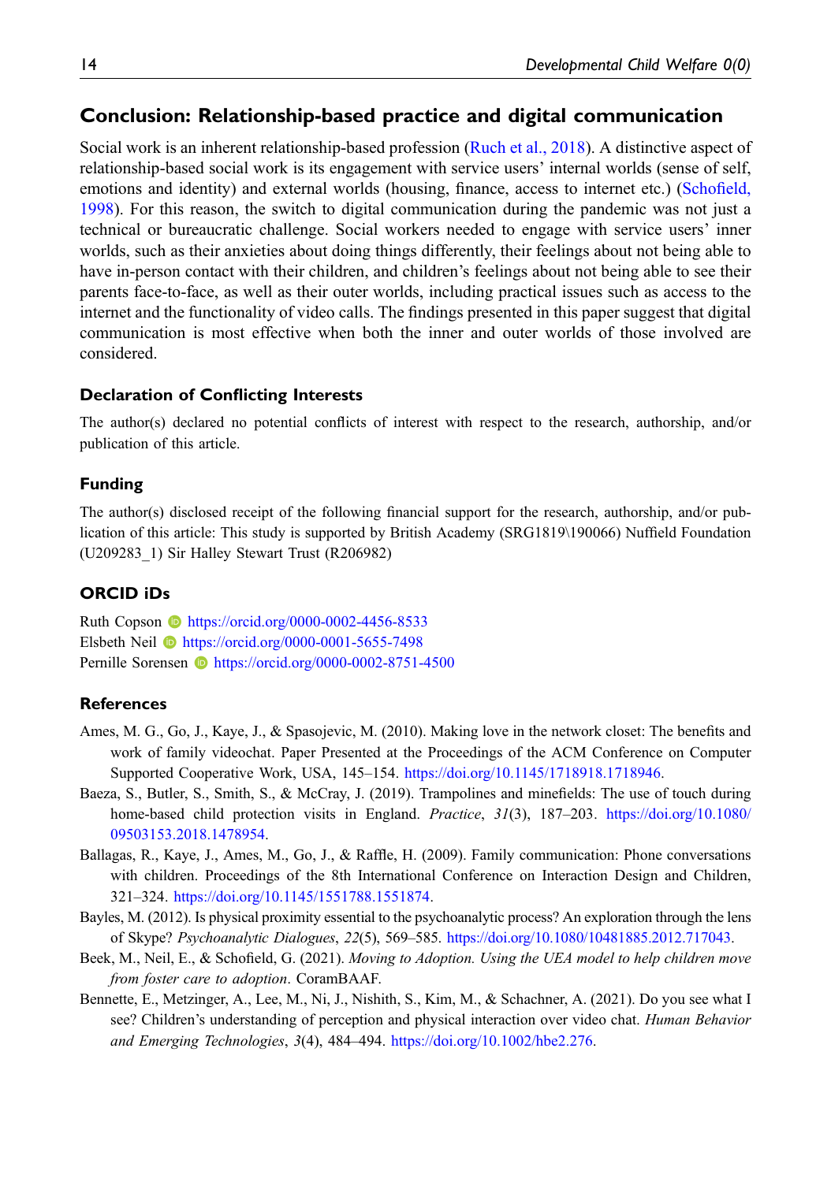## Conclusion: Relationship-based practice and digital communication

Social work is an inherent relationship-based profession (Ruch et al., 2018). A distinctive aspect of relationship-based social work is its engagement with service users' internal worlds (sense of self, emotions and identity) and external worlds (housing, finance, access to internet etc.) (Schofield, 1998). For this reason, the switch to digital communication during the pandemic was not just a technical or bureaucratic challenge. Social workers needed to engage with service users' inner worlds, such as their anxieties about doing things differently, their feelings about not being able to have in-person contact with their children, and children's feelings about not being able to see their parents face-to-face, as well as their outer worlds, including practical issues such as access to the internet and the functionality of video calls. The findings presented in this paper suggest that digital communication is most effective when both the inner and outer worlds of those involved are considered.

### Declaration of Conflicting Interests

The author(s) declared no potential conflicts of interest with respect to the research, authorship, and/or publication of this article.

### Funding

The author(s) disclosed receipt of the following financial support for the research, authorship, and/or publication of this article: This study is supported by British Academy (SRG1819\190066) Nuffield Foundation (U209283_1) Sir Halley Stewart Trust (R206982)

### ORCID iDs

Ruth Copson https://orcid.org/0000-0002-4456-8533
Elsbeth Neil https://orcid.org/0000-0001-5655-7498
Pernille Sorensen https://orcid.org/0000-0002-8751-4500

### References

Ames, M. G., Go, J., Kaye, J., & Spasojevic, M. (2010). Making love in the network closet: The benefits and work of family videochat. Paper Presented at the Proceedings of the ACM Conference on Computer Supported Cooperative Work, USA, 145–154. https://doi.org/10.1145/1718918.1718946.

Baeza, S., Butler, S., Smith, S., & McCray, J. (2019). Trampolines and minefields: The use of touch during home-based child protection visits in England. *Practice*, *31*(3), 187–203. https://doi.org/10.1080/09503153.2018.1478954.

Ballagas, R., Kaye, J., Ames, M., Go, J., & Raffle, H. (2009). Family communication: Phone conversations with children. Proceedings of the 8th International Conference on Interaction Design and Children, 321–324. https://doi.org/10.1145/1551788.1551874.

Bayles, M. (2012). Is physical proximity essential to the psychoanalytic process? An exploration through the lens of Skype? *Psychoanalytic Dialogues*, *22*(5), 569–585. https://doi.org/10.1080/10481885.2012.717043.

Beek, M., Neil, E., & Schofield, G. (2021). *Moving to Adoption. Using the UEA model to help children move from foster care to adoption*. CoramBAAF.

Bennette, E., Metzinger, A., Lee, M., Ni, J., Nishith, S., Kim, M., & Schachner, A. (2021). Do you see what I see? Children's understanding of perception and physical interaction over video chat. *Human Behavior and Emerging Technologies*, *3*(4), 484–494. https://doi.org/10.1002/hbe2.276.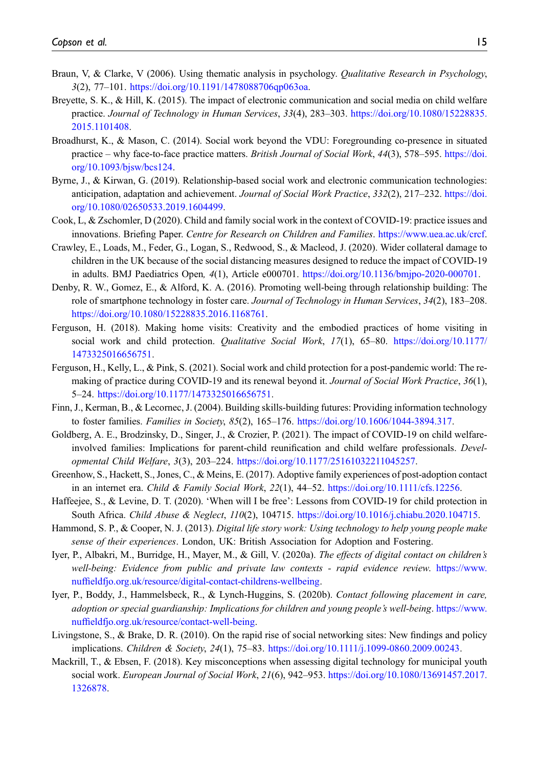Braun, V, & Clarke, V (2006). Using thematic analysis in psychology. *Qualitative Research in Psychology*, *3*(2), 77–101. https://doi.org/10.1191/1478088706qp063oa.

Breyette, S. K., & Hill, K. (2015). The impact of electronic communication and social media on child welfare practice. *Journal of Technology in Human Services*, *33*(4), 283–303. https://doi.org/10.1080/15228835.2015.1101408.

Broadhurst, K., & Mason, C. (2014). Social work beyond the VDU: Foregrounding co-presence in situated practice – why face-to-face practice matters. *British Journal of Social Work*, *44*(3), 578–595. https://doi.org/10.1093/bjsw/bcs124.

Byrne, J., & Kirwan, G. (2019). Relationship-based social work and electronic communication technologies: anticipation, adaptation and achievement. *Journal of Social Work Practice*, *332*(2), 217–232. https://doi.org/10.1080/02650533.2019.1604499.

Cook, L, & Zschomler, D (2020). Child and family social work in the context of COVID-19: practice issues and innovations. Briefing Paper. *Centre for Research on Children and Families*. https://www.uea.ac.uk/crcf.

Crawley, E., Loads, M., Feder, G., Logan, S., Redwood, S., & Macleod, J. (2020). Wider collateral damage to children in the UK because of the social distancing measures designed to reduce the impact of COVID-19 in adults. BMJ Paediatrics Open*, 4*(1), Article e000701. https://doi.org/10.1136/bmjpo-2020-000701.

Denby, R. W., Gomez, E., & Alford, K. A. (2016). Promoting well-being through relationship building: The role of smartphone technology in foster care. *Journal of Technology in Human Services*, *34*(2), 183–208. https://doi.org/10.1080/15228835.2016.1168761.

Ferguson, H. (2018). Making home visits: Creativity and the embodied practices of home visiting in social work and child protection. *Qualitative Social Work*, *17*(1), 65–80. https://doi.org/10.1177/1473325016656751.

Ferguson, H., Kelly, L., & Pink, S. (2021). Social work and child protection for a post-pandemic world: The re-making of practice during COVID-19 and its renewal beyond it. *Journal of Social Work Practice*, *36*(1), 5–24. https://doi.org/10.1177/1473325016656751.

Finn, J., Kerman, B., & Lecornec, J. (2004). Building skills-building futures: Providing information technology to foster families. *Families in Society*, *85*(2), 165–176. https://doi.org/10.1606/1044-3894.317.

Goldberg, A. E., Brodzinsky, D., Singer, J., & Crozier, P. (2021). The impact of COVID-19 on child welfare-involved families: Implications for parent-child reunification and child welfare professionals. *Developmental Child Welfare*, *3*(3), 203–224. https://doi.org/10.1177/25161032211045257.

Greenhow, S., Hackett, S., Jones, C., & Meins, E. (2017). Adoptive family experiences of post-adoption contact in an internet era. *Child & Family Social Work*, *22*(1), 44–52. https://doi.org/10.1111/cfs.12256.

Haffeejee, S., & Levine, D. T. (2020). 'When will I be free': Lessons from COVID-19 for child protection in South Africa. *Child Abuse & Neglect*, *110*(2), 104715. https://doi.org/10.1016/j.chiabu.2020.104715.

Hammond, S. P., & Cooper, N. J. (2013). *Digital life story work: Using technology to help young people make sense of their experiences*. London, UK: British Association for Adoption and Fostering.

Iyer, P., Albakri, M., Burridge, H., Mayer, M., & Gill, V. (2020a). *The effects of digital contact on children's well-being: Evidence from public and private law contexts - rapid evidence review*. https://www.nuffieldfjo.org.uk/resource/digital-contact-childrens-wellbeing.

Iyer, P., Boddy, J., Hammelsbeck, R., & Lynch-Huggins, S. (2020b). *Contact following placement in care, adoption or special guardianship: Implications for children and young people's well-being*. https://www.nuffieldfjo.org.uk/resource/contact-well-being.

Livingstone, S., & Brake, D. R. (2010). On the rapid rise of social networking sites: New findings and policy implications. *Children & Society*, *24*(1), 75–83. https://doi.org/10.1111/j.1099-0860.2009.00243.

Mackrill, T., & Ebsen, F. (2018). Key misconceptions when assessing digital technology for municipal youth social work. *European Journal of Social Work*, *21*(6), 942–953. https://doi.org/10.1080/13691457.2017.1326878.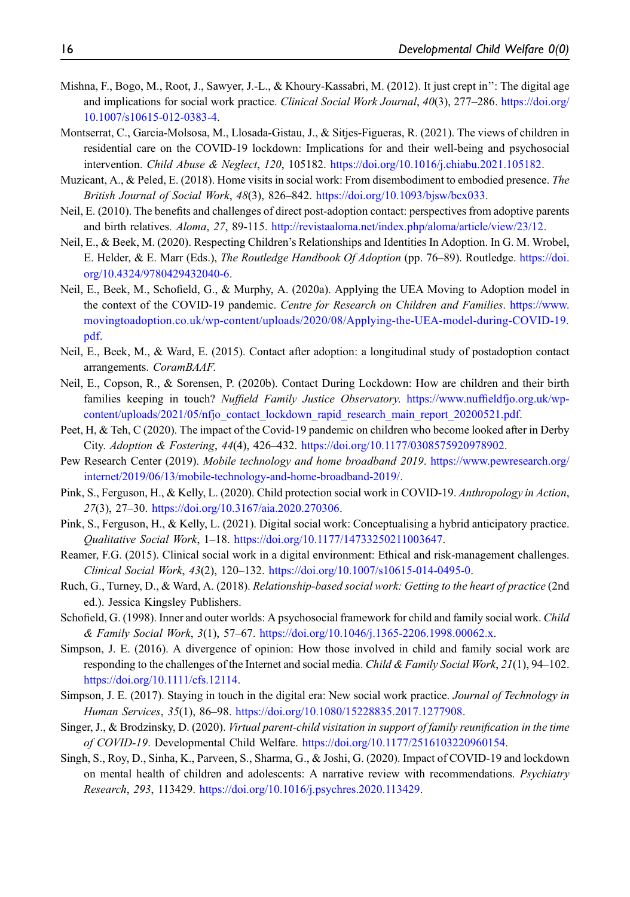Mishna, F., Bogo, M., Root, J., Sawyer, J.-L., & Khoury-Kassabri, M. (2012). It just crept in": The digital age and implications for social work practice. *Clinical Social Work Journal*, *40*(3), 277–286. https://doi.org/10.1007/s10615-012-0383-4.

Montserrat, C., Garcia-Molsosa, M., Llosada-Gistau, J., & Sitjes-Figueras, R. (2021). The views of children in residential care on the COVID-19 lockdown: Implications for and their well-being and psychosocial intervention. *Child Abuse & Neglect*, *120*, 105182. https://doi.org/10.1016/j.chiabu.2021.105182.

Muzicant, A., & Peled, E. (2018). Home visits in social work: From disembodiment to embodied presence. *The British Journal of Social Work*, *48*(3), 826–842. https://doi.org/10.1093/bjsw/bcx033.

Neil, E. (2010). The benefits and challenges of direct post-adoption contact: perspectives from adoptive parents and birth relatives. *Aloma*, *27*, 89-115. http://revistaaloma.net/index.php/aloma/article/view/23/12.

Neil, E., & Beek, M. (2020). Respecting Children's Relationships and Identities In Adoption. In G. M. Wrobel, E. Helder, & E. Marr (Eds.), *The Routledge Handbook Of Adoption* (pp. 76–89). Routledge. https://doi.org/10.4324/9780429432040-6.

Neil, E., Beek, M., Schofield, G., & Murphy, A. (2020a). Applying the UEA Moving to Adoption model in the context of the COVID-19 pandemic. *Centre for Research on Children and Families*. https://www.movingtoadoption.co.uk/wp-content/uploads/2020/08/Applying-the-UEA-model-during-COVID-19.pdf.

Neil, E., Beek, M., & Ward, E. (2015). Contact after adoption: a longitudinal study of postadoption contact arrangements. *CoramBAAF*.

Neil, E., Copson, R., & Sorensen, P. (2020b). Contact During Lockdown: How are children and their birth families keeping in touch? *Nuffield Family Justice Observatory*. https://www.nuffieldfjo.org.uk/wp-content/uploads/2021/05/nfjo_contact_lockdown_rapid_research_main_report_20200521.pdf.

Peet, H, & Teh, C (2020). The impact of the Covid-19 pandemic on children who become looked after in Derby City. *Adoption & Fostering*, *44*(4), 426–432. https://doi.org/10.1177/0308575920978902.

Pew Research Center (2019). *Mobile technology and home broadband 2019*. https://www.pewresearch.org/internet/2019/06/13/mobile-technology-and-home-broadband-2019/.

Pink, S., Ferguson, H., & Kelly, L. (2020). Child protection social work in COVID-19. *Anthropology in Action*, *27*(3), 27–30. https://doi.org/10.3167/aia.2020.270306.

Pink, S., Ferguson, H., & Kelly, L. (2021). Digital social work: Conceptualising a hybrid anticipatory practice. *Qualitative Social Work*, 1–18. https://doi.org/10.1177/14733250211003647.

Reamer, F.G. (2015). Clinical social work in a digital environment: Ethical and risk-management challenges. *Clinical Social Work*, *43*(2), 120–132. https://doi.org/10.1007/s10615-014-0495-0.

Ruch, G., Turney, D., & Ward, A. (2018). *Relationship-based social work: Getting to the heart of practice* (2nd ed.). Jessica Kingsley Publishers.

Schofield, G. (1998). Inner and outer worlds: A psychosocial framework for child and family social work. *Child & Family Social Work*, *3*(1), 57–67. https://doi.org/10.1046/j.1365-2206.1998.00062.x.

Simpson, J. E. (2016). A divergence of opinion: How those involved in child and family social work are responding to the challenges of the Internet and social media. *Child & Family Social Work*, *21*(1), 94–102. https://doi.org/10.1111/cfs.12114.

Simpson, J. E. (2017). Staying in touch in the digital era: New social work practice. *Journal of Technology in Human Services*, *35*(1), 86–98. https://doi.org/10.1080/15228835.2017.1277908.

Singer, J., & Brodzinsky, D. (2020). *Virtual parent-child visitation in support of family reunification in the time of COVID-19*. Developmental Child Welfare. https://doi.org/10.1177/2516103220960154.

Singh, S., Roy, D., Sinha, K., Parveen, S., Sharma, G., & Joshi, G. (2020). Impact of COVID-19 and lockdown on mental health of children and adolescents: A narrative review with recommendations. *Psychiatry Research*, *293*, 113429. https://doi.org/10.1016/j.psychres.2020.113429.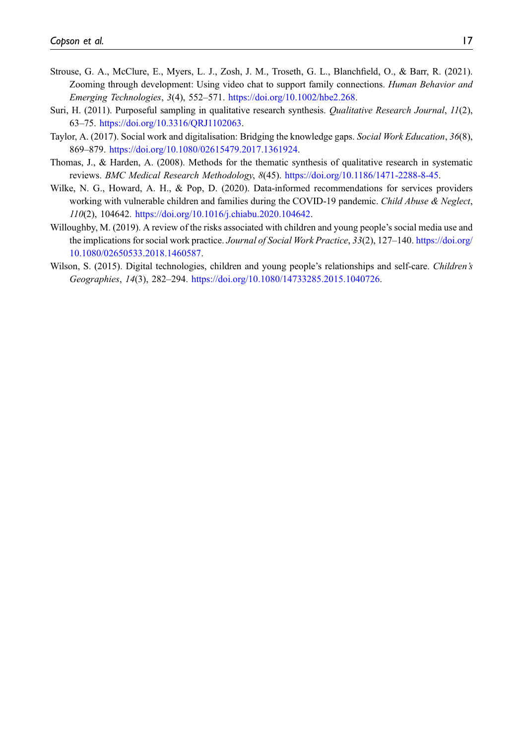Strouse, G. A., McClure, E., Myers, L. J., Zosh, J. M., Troseth, G. L., Blanchfield, O., & Barr, R. (2021). Zooming through development: Using video chat to support family connections. *Human Behavior and Emerging Technologies*, *3*(4), 552–571. https://doi.org/10.1002/hbe2.268.

Suri, H. (2011). Purposeful sampling in qualitative research synthesis. *Qualitative Research Journal*, *11*(2), 63–75. https://doi.org/10.3316/QRJ1102063.

Taylor, A. (2017). Social work and digitalisation: Bridging the knowledge gaps. *Social Work Education*, *36*(8), 869–879. https://doi.org/10.1080/02615479.2017.1361924.

Thomas, J., & Harden, A. (2008). Methods for the thematic synthesis of qualitative research in systematic reviews. *BMC Medical Research Methodology*, *8*(45). https://doi.org/10.1186/1471-2288-8-45.

Wilke, N. G., Howard, A. H., & Pop, D. (2020). Data-informed recommendations for services providers working with vulnerable children and families during the COVID-19 pandemic. *Child Abuse & Neglect*, *110*(2), 104642. https://doi.org/10.1016/j.chiabu.2020.104642.

Willoughby, M. (2019). A review of the risks associated with children and young people's social media use and the implications for social work practice. *Journal of Social Work Practice*, *33*(2), 127–140. https://doi.org/10.1080/02650533.2018.1460587.

Wilson, S. (2015). Digital technologies, children and young people's relationships and self-care. *Children's Geographies*, *14*(3), 282–294. https://doi.org/10.1080/14733285.2015.1040726.